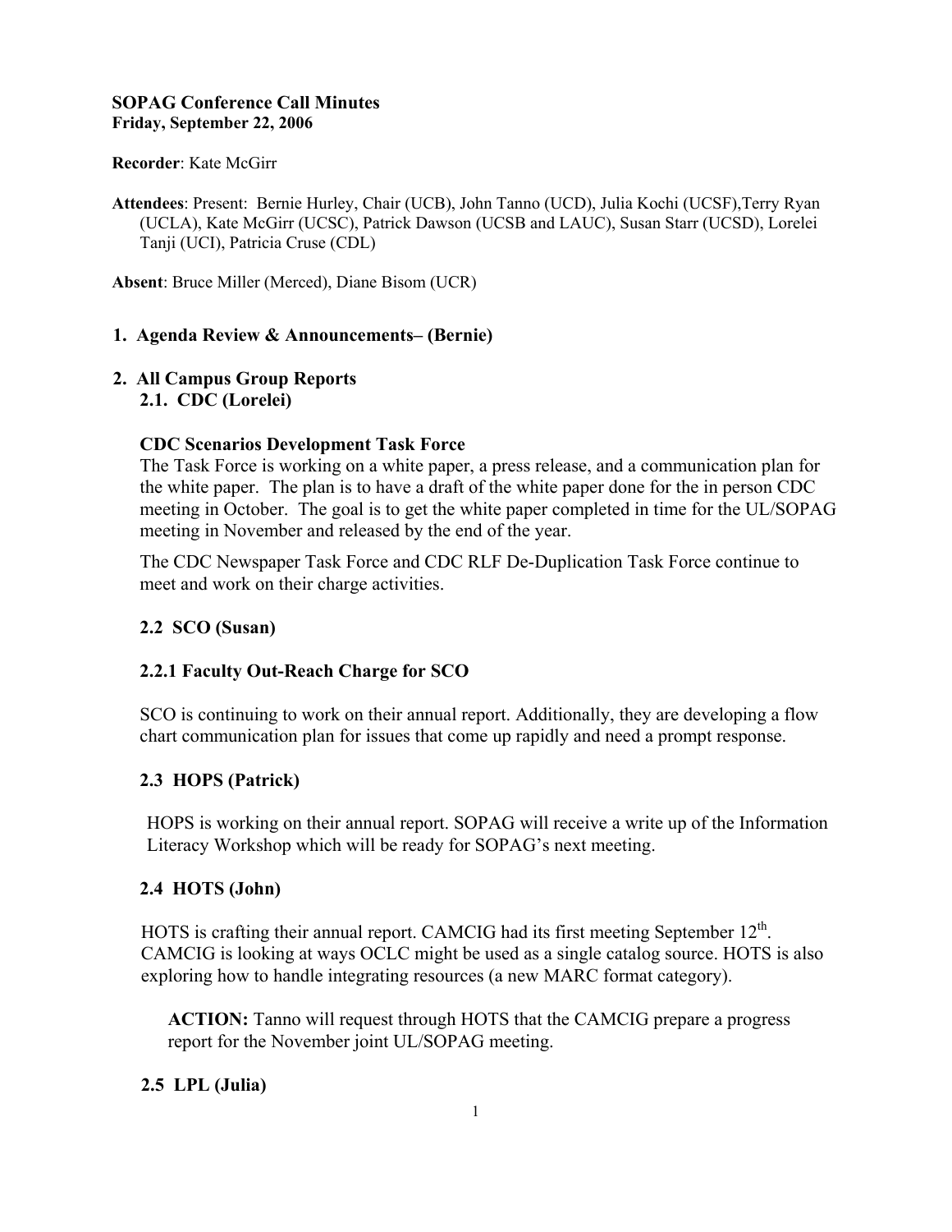**SOPAG Conference Call Minutes**
**Friday, September 22, 2006**

**Recorder**: Kate McGirr

**Attendees**: Present: Bernie Hurley, Chair (UCB), John Tanno (UCD), Julia Kochi (UCSF), Terry Ryan (UCLA), Kate McGirr (UCSC), Patrick Dawson (UCSB and LAUC), Susan Starr (UCSD), Lorelei Tanji (UCI), Patricia Cruse (CDL)

**Absent**: Bruce Miller (Merced), Diane Bisom (UCR)

## 1. Agenda Review & Announcements– (Bernie)

## 2. All Campus Group Reports

### 2.1. CDC (Lorelei)

**CDC Scenarios Development Task Force**

The Task Force is working on a white paper, a press release, and a communication plan for the white paper. The plan is to have a draft of the white paper done for the in person CDC meeting in October. The goal is to get the white paper completed in time for the UL/SOPAG meeting in November and released by the end of the year.

The CDC Newspaper Task Force and CDC RLF De-Duplication Task Force continue to meet and work on their charge activities.

### 2.2 SCO (Susan)

### 2.2.1 Faculty Out-Reach Charge for SCO

SCO is continuing to work on their annual report. Additionally, they are developing a flow chart communication plan for issues that come up rapidly and need a prompt response.

### 2.3 HOPS (Patrick)

HOPS is working on their annual report. SOPAG will receive a write up of the Information Literacy Workshop which will be ready for SOPAG's next meeting.

### 2.4 HOTS (John)

HOTS is crafting their annual report. CAMCIG had its first meeting September 12th. CAMCIG is looking at ways OCLC might be used as a single catalog source. HOTS is also exploring how to handle integrating resources (a new MARC format category).

> **ACTION:** Tanno will request through HOTS that the CAMCIG prepare a progress report for the November joint UL/SOPAG meeting.

### 2.5 LPL (Julia)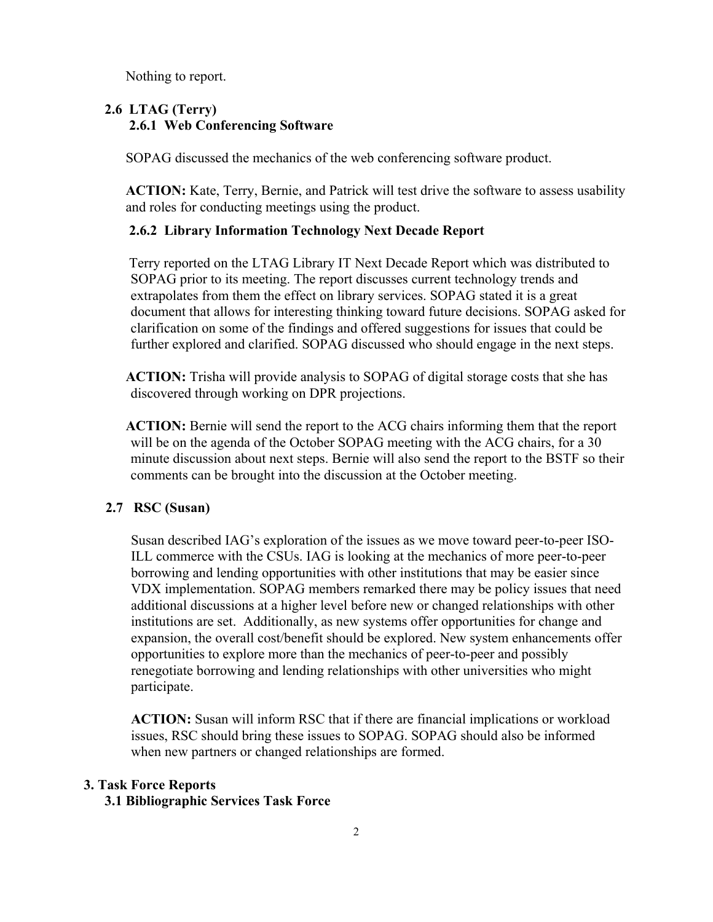Nothing to report.

### 2.6 LTAG (Terry)

#### 2.6.1 Web Conferencing Software

SOPAG discussed the mechanics of the web conferencing software product.

**ACTION:** Kate, Terry, Bernie, and Patrick will test drive the software to assess usability and roles for conducting meetings using the product.

#### 2.6.2 Library Information Technology Next Decade Report

Terry reported on the LTAG Library IT Next Decade Report which was distributed to SOPAG prior to its meeting. The report discusses current technology trends and extrapolates from them the effect on library services. SOPAG stated it is a great document that allows for interesting thinking toward future decisions. SOPAG asked for clarification on some of the findings and offered suggestions for issues that could be further explored and clarified. SOPAG discussed who should engage in the next steps.

**ACTION:** Trisha will provide analysis to SOPAG of digital storage costs that she has discovered through working on DPR projections.

**ACTION:** Bernie will send the report to the ACG chairs informing them that the report will be on the agenda of the October SOPAG meeting with the ACG chairs, for a 30 minute discussion about next steps. Bernie will also send the report to the BSTF so their comments can be brought into the discussion at the October meeting.

### 2.7 RSC (Susan)

Susan described IAG's exploration of the issues as we move toward peer-to-peer ISO-ILL commerce with the CSUs. IAG is looking at the mechanics of more peer-to-peer borrowing and lending opportunities with other institutions that may be easier since VDX implementation. SOPAG members remarked there may be policy issues that need additional discussions at a higher level before new or changed relationships with other institutions are set. Additionally, as new systems offer opportunities for change and expansion, the overall cost/benefit should be explored. New system enhancements offer opportunities to explore more than the mechanics of peer-to-peer and possibly renegotiate borrowing and lending relationships with other universities who might participate.

**ACTION:** Susan will inform RSC that if there are financial implications or workload issues, RSC should bring these issues to SOPAG. SOPAG should also be informed when new partners or changed relationships are formed.

## 3. Task Force Reports

### 3.1 Bibliographic Services Task Force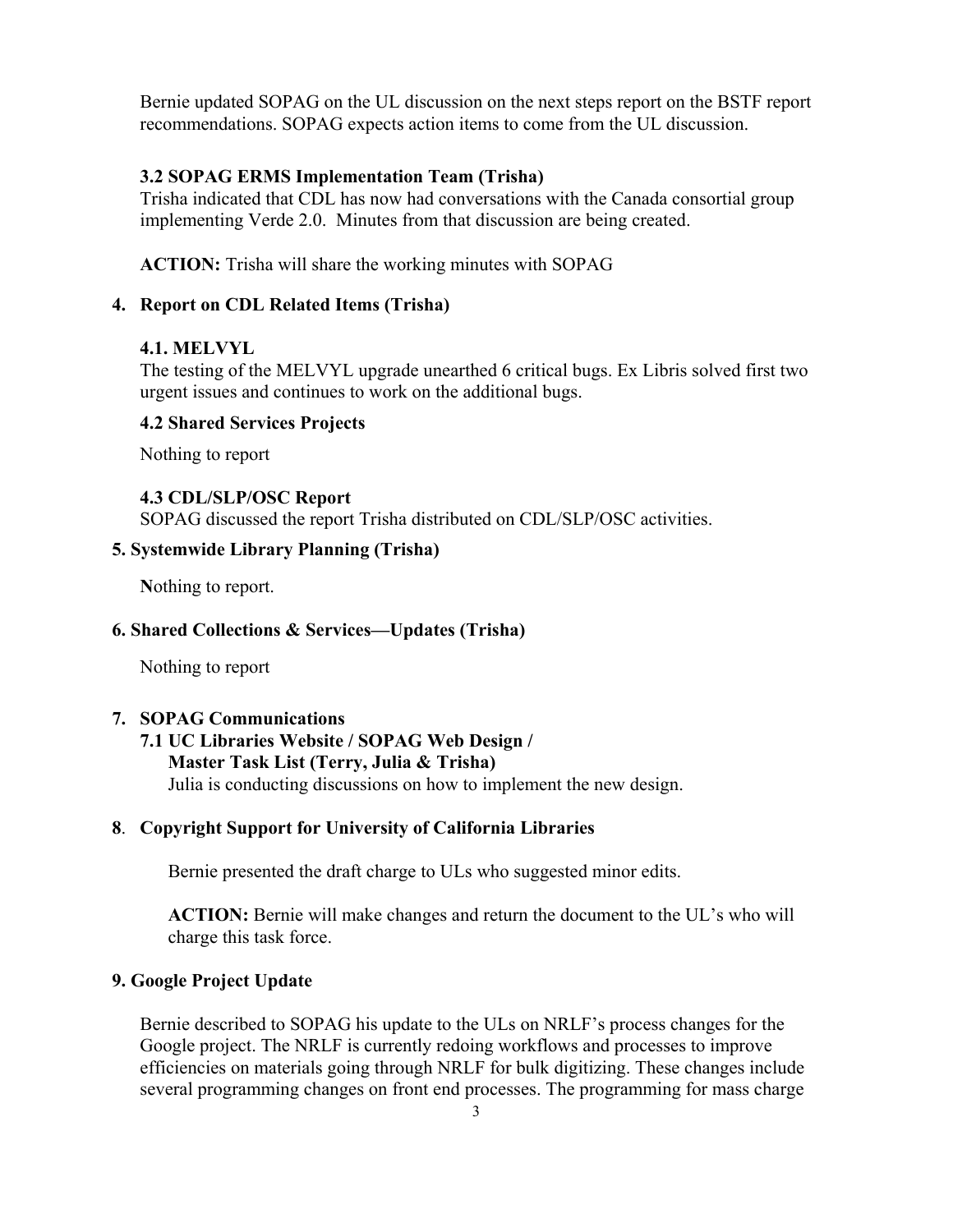Bernie updated SOPAG on the UL discussion on the next steps report on the BSTF report recommendations. SOPAG expects action items to come from the UL discussion.

### 3.2 SOPAG ERMS Implementation Team (Trisha)

Trisha indicated that CDL has now had conversations with the Canada consortial group implementing Verde 2.0. Minutes from that discussion are being created.

**ACTION:** Trisha will share the working minutes with SOPAG

## 4. Report on CDL Related Items (Trisha)

### 4.1. MELVYL

The testing of the MELVYL upgrade unearthed 6 critical bugs. Ex Libris solved first two urgent issues and continues to work on the additional bugs.

### 4.2 Shared Services Projects

Nothing to report

### 4.3 CDL/SLP/OSC Report

SOPAG discussed the report Trisha distributed on CDL/SLP/OSC activities.

## 5. Systemwide Library Planning (Trisha)

Nothing to report.

## 6. Shared Collections & Services—Updates (Trisha)

Nothing to report

## 7. SOPAG Communications

### 7.1 UC Libraries Website / SOPAG Web Design / Master Task List (Terry, Julia & Trisha)

Julia is conducting discussions on how to implement the new design.

## 8. Copyright Support for University of California Libraries

Bernie presented the draft charge to ULs who suggested minor edits.

**ACTION:** Bernie will make changes and return the document to the UL's who will charge this task force.

## 9. Google Project Update

Bernie described to SOPAG his update to the ULs on NRLF's process changes for the Google project. The NRLF is currently redoing workflows and processes to improve efficiencies on materials going through NRLF for bulk digitizing. These changes include several programming changes on front end processes. The programming for mass charge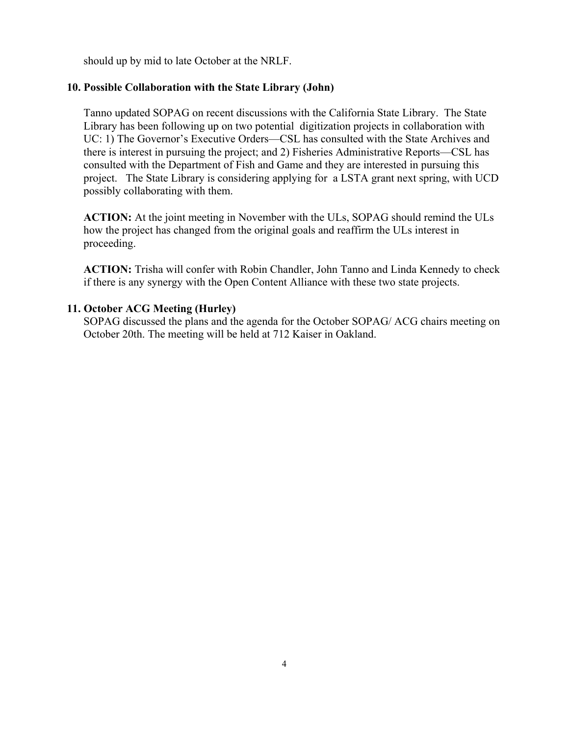should up by mid to late October at the NRLF.

**10. Possible Collaboration with the State Library (John)**

Tanno updated SOPAG on recent discussions with the California State Library. The State Library has been following up on two potential digitization projects in collaboration with UC: 1) The Governor's Executive Orders—CSL has consulted with the State Archives and there is interest in pursuing the project; and 2) Fisheries Administrative Reports—CSL has consulted with the Department of Fish and Game and they are interested in pursuing this project. The State Library is considering applying for a LSTA grant next spring, with UCD possibly collaborating with them.

**ACTION:** At the joint meeting in November with the ULs, SOPAG should remind the ULs how the project has changed from the original goals and reaffirm the ULs interest in proceeding.

**ACTION:** Trisha will confer with Robin Chandler, John Tanno and Linda Kennedy to check if there is any synergy with the Open Content Alliance with these two state projects.

**11. October ACG Meeting (Hurley)**

SOPAG discussed the plans and the agenda for the October SOPAG/ ACG chairs meeting on October 20th. The meeting will be held at 712 Kaiser in Oakland.